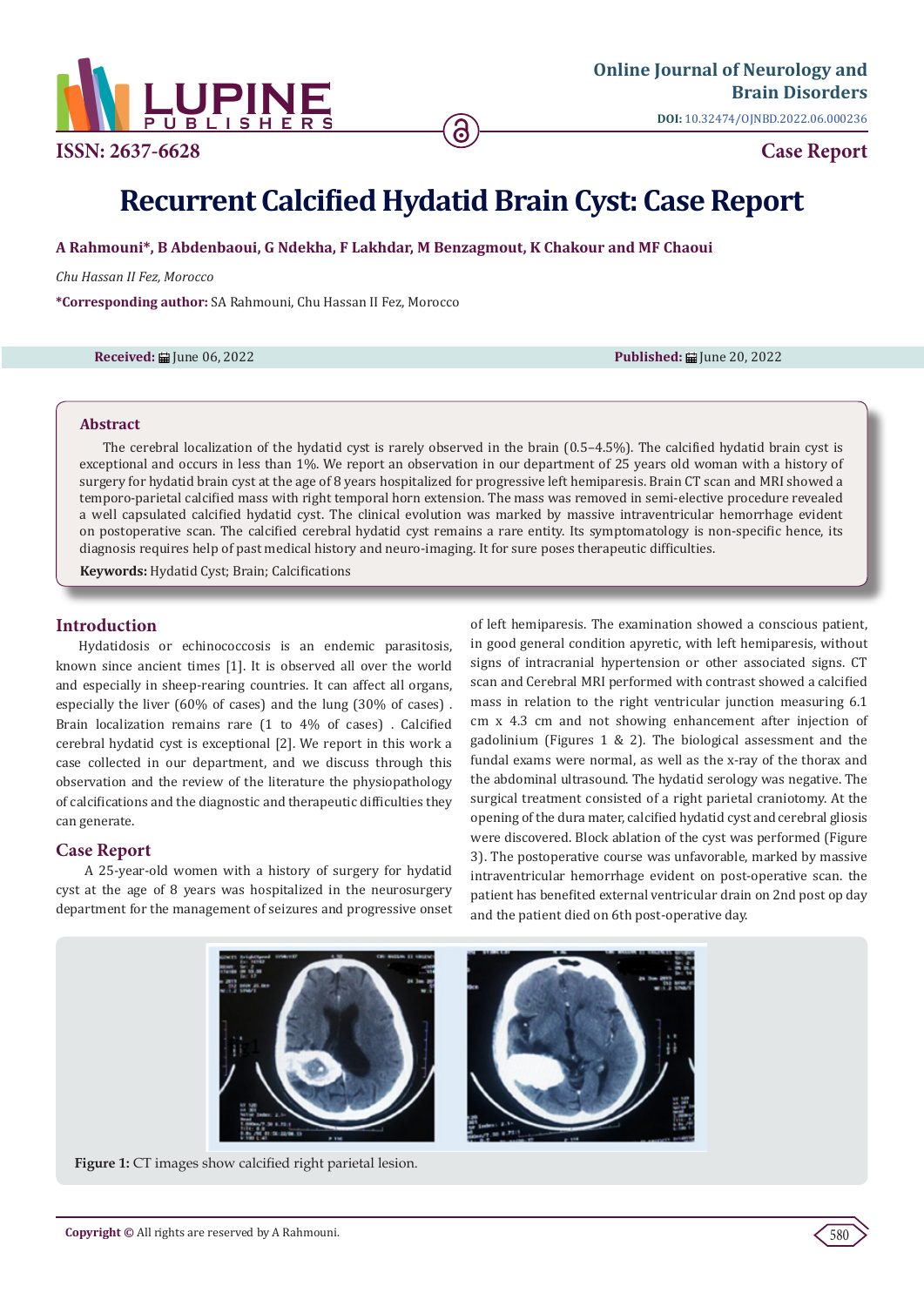# Recurrent Calcified Hydatid Brain Cyst: Case Report

**A Rahmouni\*, B Abdenbaoui, G Ndekha, F Lakhdar, M Benzagmout, K Chakour and MF Chaoui**

*Chu Hassan II Fez, Morocco*

**\*Corresponding author:** SA Rahmouni, Chu Hassan II Fez, Morocco

**Received:** June 06, 2022 **Published:** June 20, 2022

## Abstract

The cerebral localization of the hydatid cyst is rarely observed in the brain (0.5–4.5%). The calcified hydatid brain cyst is exceptional and occurs in less than 1%. We report an observation in our department of 25 years old woman with a history of surgery for hydatid brain cyst at the age of 8 years hospitalized for progressive left hemiparesis. Brain CT scan and MRI showed a temporo-parietal calcified mass with right temporal horn extension. The mass was removed in semi-elective procedure revealed a well capsulated calcified hydatid cyst. The clinical evolution was marked by massive intraventricular hemorrhage evident on postoperative scan. The calcified cerebral hydatid cyst remains a rare entity. Its symptomatology is non-specific hence, its diagnosis requires help of past medical history and neuro-imaging. It for sure poses therapeutic difficulties.

**Keywords:** Hydatid Cyst; Brain; Calcifications

## Introduction

Hydatidosis or echinococcosis is an endemic parasitosis, known since ancient times [1]. It is observed all over the world and especially in sheep-rearing countries. It can affect all organs, especially the liver (60% of cases) and the lung (30% of cases) . Brain localization remains rare (1 to 4% of cases) . Calcified cerebral hydatid cyst is exceptional [2]. We report in this work a case collected in our department, and we discuss through this observation and the review of the literature the physiopathology of calcifications and the diagnostic and therapeutic difficulties they can generate.

## Case Report

A 25-year-old women with a history of surgery for hydatid cyst at the age of 8 years was hospitalized in the neurosurgery department for the management of seizures and progressive onset of left hemiparesis. The examination showed a conscious patient, in good general condition apyretic, with left hemiparesis, without signs of intracranial hypertension or other associated signs. CT scan and Cerebral MRI performed with contrast showed a calcified mass in relation to the right ventricular junction measuring 6.1 cm x 4.3 cm and not showing enhancement after injection of gadolinium (Figures 1 & 2). The biological assessment and the fundal exams were normal, as well as the x-ray of the thorax and the abdominal ultrasound. The hydatid serology was negative. The surgical treatment consisted of a right parietal craniotomy. At the opening of the dura mater, calcified hydatid cyst and cerebral gliosis were discovered. Block ablation of the cyst was performed (Figure 3). The postoperative course was unfavorable, marked by massive intraventricular hemorrhage evident on post-operative scan. the patient has benefited external ventricular drain on 2nd post op day and the patient died on 6th post-operative day.

**Figure 1:** CT images show calcified right parietal lesion.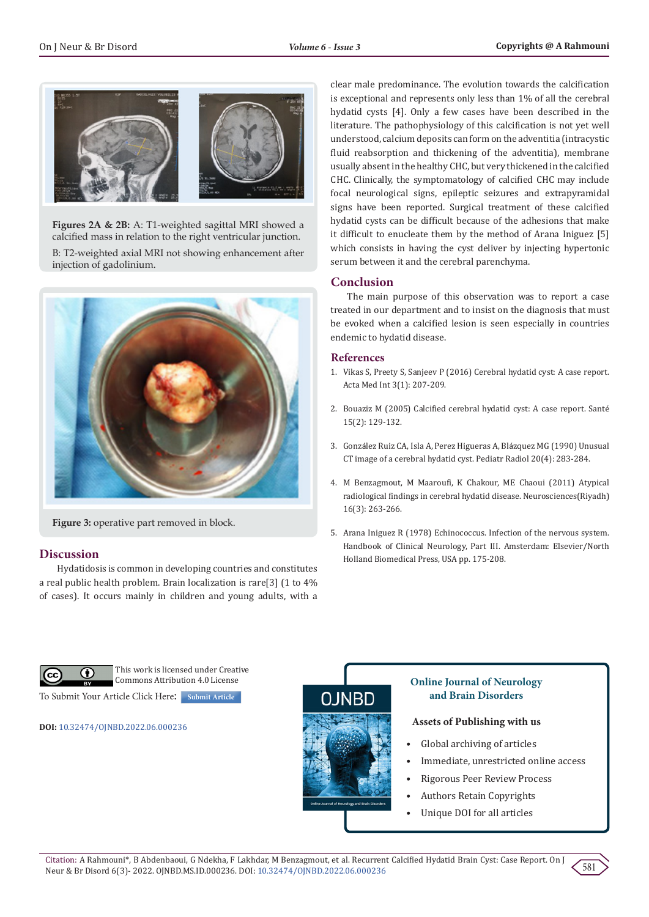Figures 2A & 2B: A: T1-weighted sagittal MRI showed a calcified mass in relation to the right ventricular junction.

B: T2-weighted axial MRI not showing enhancement after injection of gadolinium.

Figure 3: operative part removed in block.

## Discussion

Hydatidosis is common in developing countries and constitutes a real public health problem. Brain localization is rare[3] (1 to 4% of cases). It occurs mainly in children and young adults, with a clear male predominance. The evolution towards the calcification is exceptional and represents only less than 1% of all the cerebral hydatid cysts [4]. Only a few cases have been described in the literature. The pathophysiology of this calcification is not yet well understood, calcium deposits can form on the adventitia (intracystic fluid reabsorption and thickening of the adventitia), membrane usually absent in the healthy CHC, but very thickened in the calcified CHC. Clinically, the symptomatology of calcified CHC may include focal neurological signs, epileptic seizures and extrapyramidal signs have been reported. Surgical treatment of these calcified hydatid cysts can be difficult because of the adhesions that make it difficult to enucleate them by the method of Arana Iniguez [5] which consists in having the cyst deliver by injecting hypertonic serum between it and the cerebral parenchyma.

## Conclusion

The main purpose of this observation was to report a case treated in our department and to insist on the diagnosis that must be evoked when a calcified lesion is seen especially in countries endemic to hydatid disease.

## References

1. Vikas S, Preety S, Sanjeev P (2016) Cerebral hydatid cyst: A case report. Acta Med Int 3(1): 207-209.
2. Bouaziz M (2005) Calcified cerebral hydatid cyst: A case report. Santé 15(2): 129-132.
3. González Ruiz CA, Isla A, Perez Higueras A, Blázquez MG (1990) Unusual CT image of a cerebral hydatid cyst. Pediatr Radiol 20(4): 283-284.
4. M Benzagmout, M Maaroufi, K Chakour, ME Chaoui (2011) Atypical radiological findings in cerebral hydatid disease. Neurosciences(Riyadh) 16(3): 263-266.
5. Arana Iniguez R (1978) Echinococcus. Infection of the nervous system. Handbook of Clinical Neurology, Part III. Amsterdam: Elsevier/North Holland Biomedical Press, USA pp. 175-208.

This work is licensed under Creative Commons Attribution 4.0 License

To Submit Your Article Click Here: Submit Article

**DOI:** 10.32474/OJNBD.2022.06.000236

**Online Journal of Neurology and Brain Disorders**

**Assets of Publishing with us**

- Global archiving of articles
- Immediate, unrestricted online access
- Rigorous Peer Review Process
- Authors Retain Copyrights
- Unique DOI for all articles

Citation: A Rahmouni*, B Abdenbaoui, G Ndekha, F Lakhdar, M Benzagmout, et al. Recurrent Calcified Hydatid Brain Cyst: Case Report. On J Neur & Br Disord 6(3)- 2022. OJNBD.MS.ID.000236. DOI: 10.32474/OJNBD.2022.06.000236